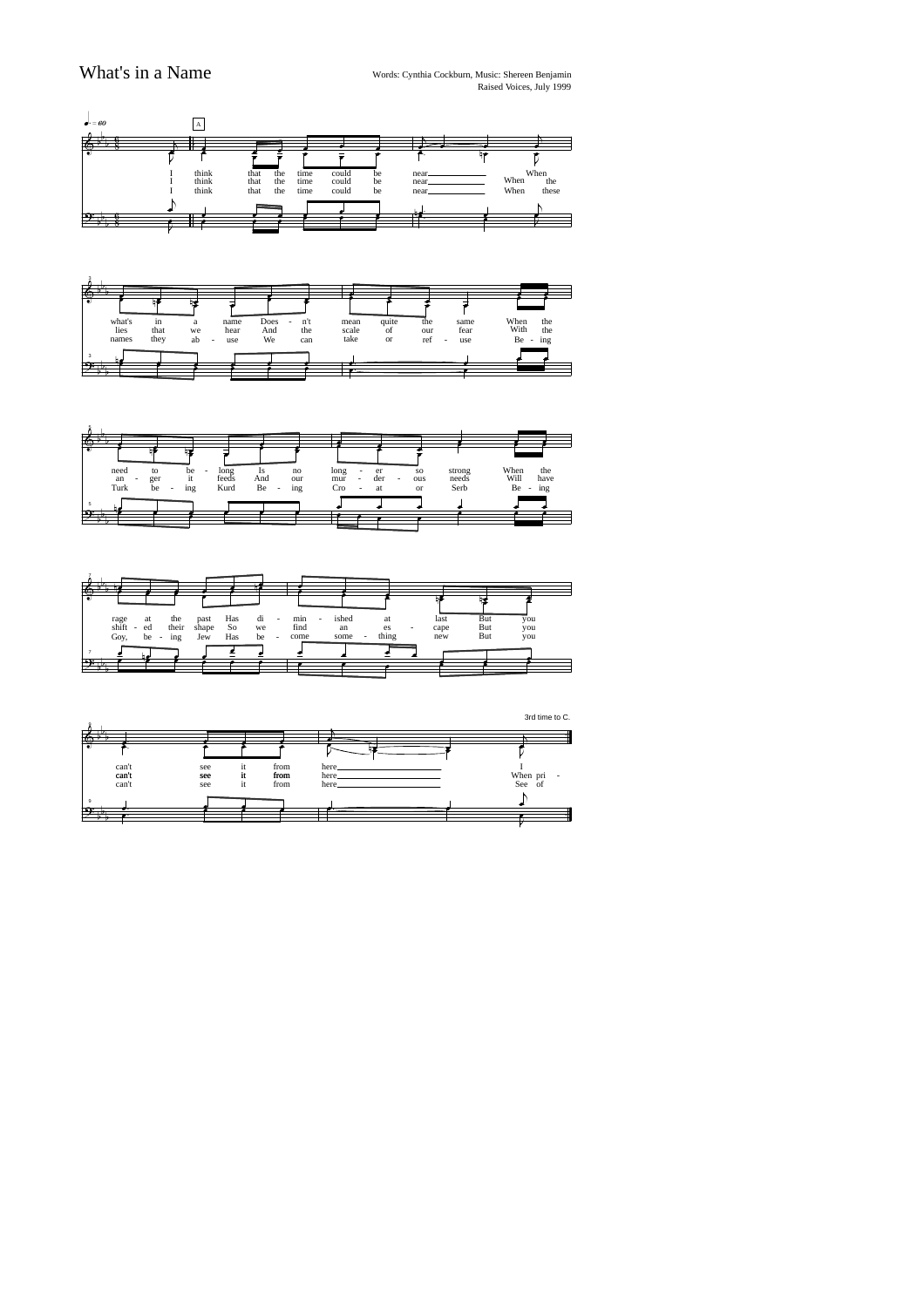# What's in a Name

Words: Cynthia Cockburn, Music: Shereen Benjamin
Raised Voices, July 1999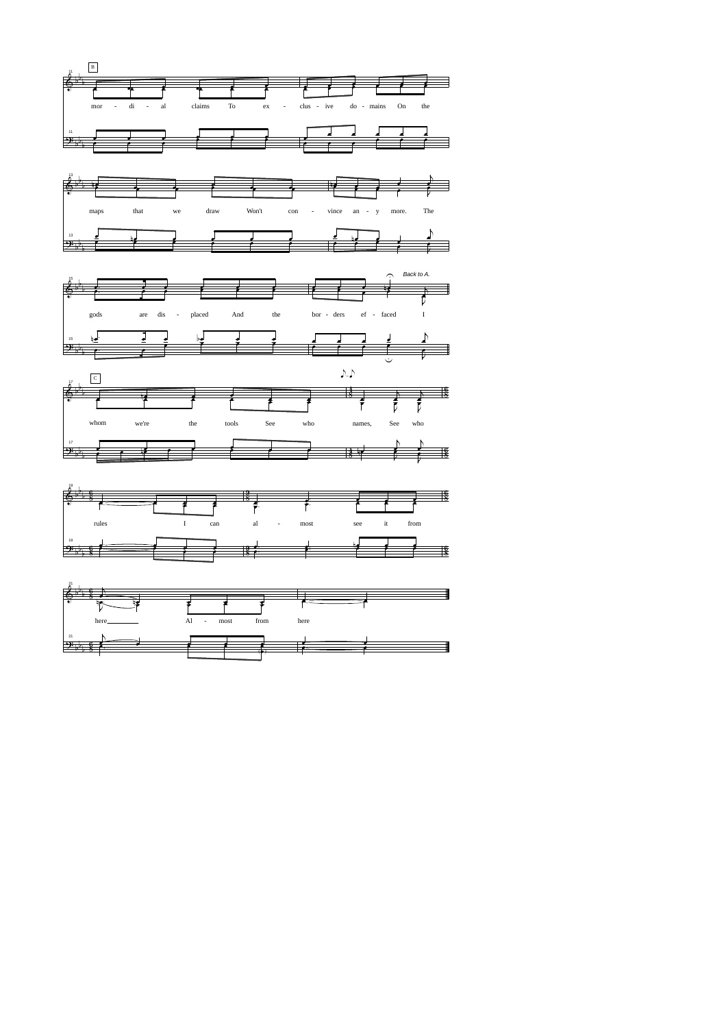B

mor - di - al claims To ex - clus - ive do - mains On the

maps that we draw Won't con - vince an - y more. The

gods are dis - placed And the bor - ders ef - faced I

*Back to A.*

C

whom we're the tools See who names, See who

rules I can al - most see it from

here Al - most from here